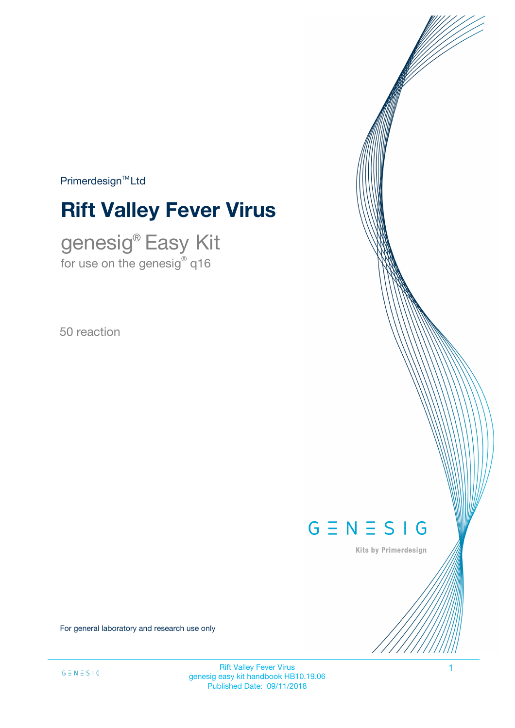Primerdesign™ Ltd

# Rift Valley Fever Virus

## genesig® Easy Kit

for use on the genesig® q16

50 reaction

GENESIG

Kits by Primerdesign

For general laboratory and research use only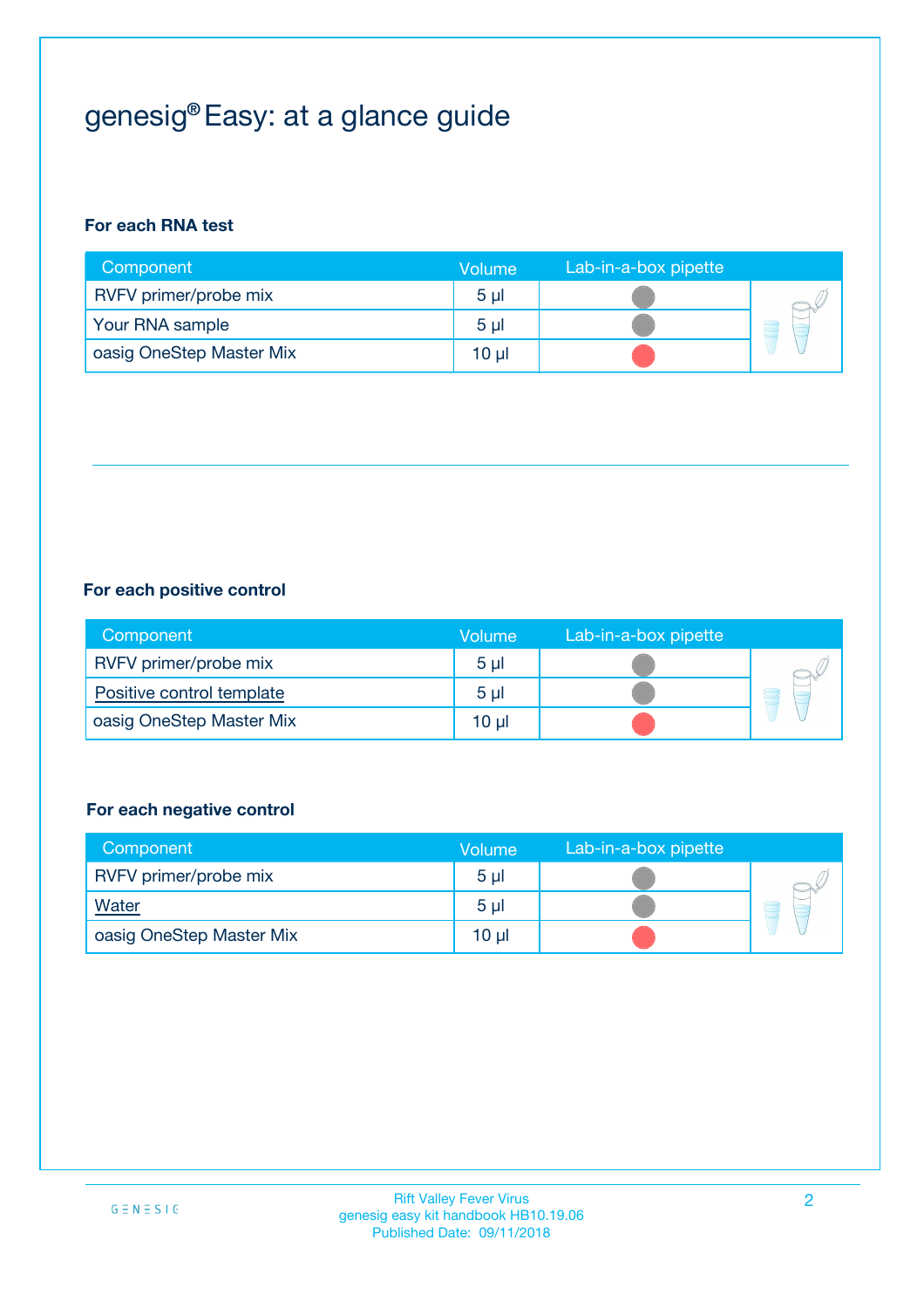# genesig® Easy: at a glance guide

**For each RNA test**

| Component | Volume | Lab-in-a-box pipette |
|---|---|---|
| RVFV primer/probe mix | 5 µl | |
| Your RNA sample | 5 µl | |
| oasig OneStep Master Mix | 10 µl | |

---

**For each positive control**

| Component | Volume | Lab-in-a-box pipette |
|---|---|---|
| RVFV primer/probe mix | 5 µl | |
| Positive control template | 5 µl | |
| oasig OneStep Master Mix | 10 µl | |

**For each negative control**

| Component | Volume | Lab-in-a-box pipette |
|---|---|---|
| RVFV primer/probe mix | 5 µl | |
| Water | 5 µl | |
| oasig OneStep Master Mix | 10 µl | |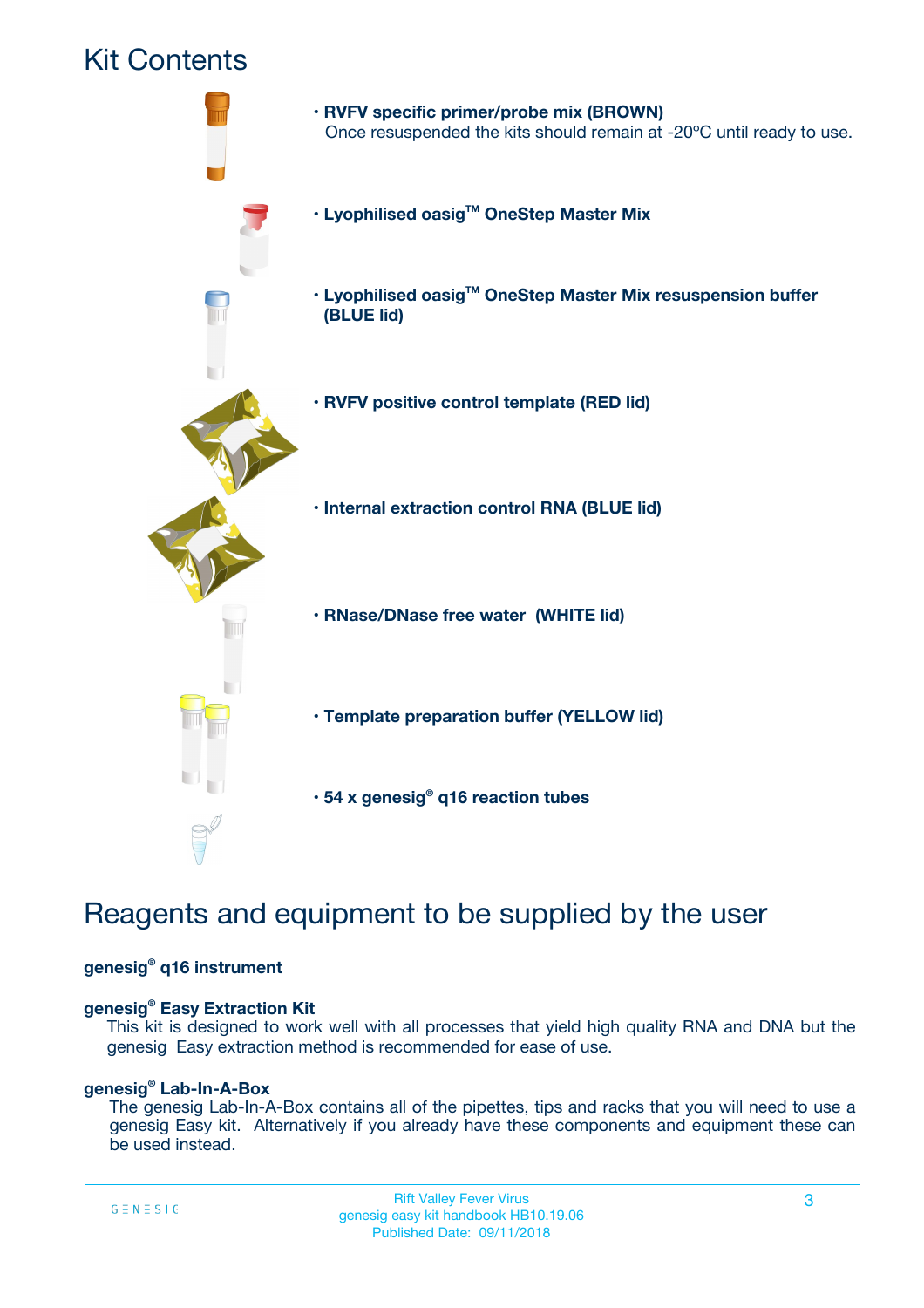# Kit Contents

- **RVFV specific primer/probe mix (BROWN)**
  Once resuspended the kits should remain at -20ºC until ready to use.
- **Lyophilised oasig™ OneStep Master Mix**
- **Lyophilised oasig™ OneStep Master Mix resuspension buffer (BLUE lid)**
- **RVFV positive control template (RED lid)**
- **Internal extraction control RNA (BLUE lid)**
- **RNase/DNase free water (WHITE lid)**
- **Template preparation buffer (YELLOW lid)**
- **54 x genesig® q16 reaction tubes**

# Reagents and equipment to be supplied by the user

**genesig® q16 instrument**

**genesig® Easy Extraction Kit**
This kit is designed to work well with all processes that yield high quality RNA and DNA but the genesig Easy extraction method is recommended for ease of use.

**genesig® Lab-In-A-Box**
The genesig Lab-In-A-Box contains all of the pipettes, tips and racks that you will need to use a genesig Easy kit. Alternatively if you already have these components and equipment these can be used instead.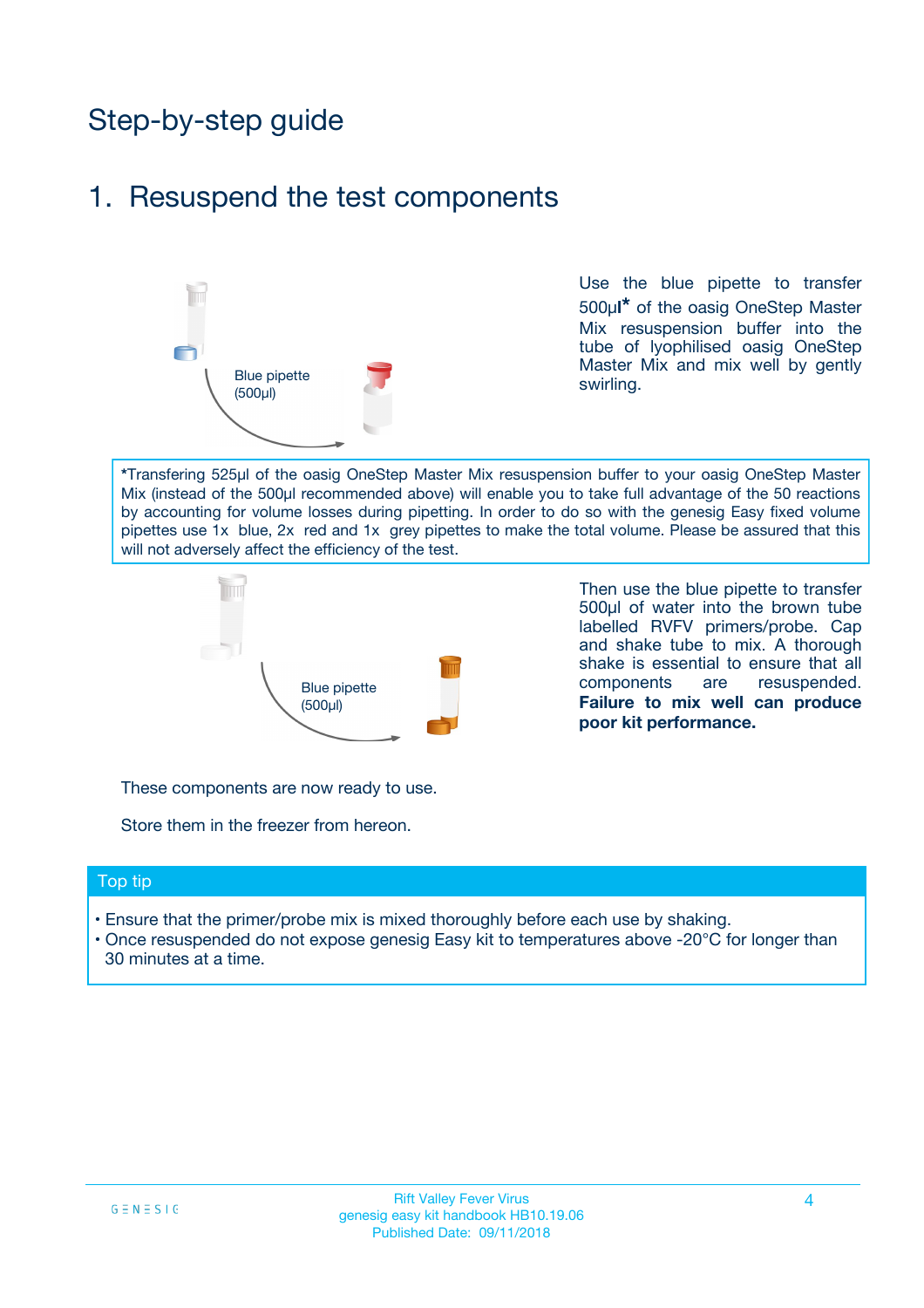# Step-by-step guide

## 1. Resuspend the test components

Blue pipette (500µl)

Use the blue pipette to transfer 500µl* of the oasig OneStep Master Mix resuspension buffer into the tube of lyophilised oasig OneStep Master Mix and mix well by gently swirling.

*Transfering 525µl of the oasig OneStep Master Mix resuspension buffer to your oasig OneStep Master Mix (instead of the 500µl recommended above) will enable you to take full advantage of the 50 reactions by accounting for volume losses during pipetting. In order to do so with the genesig Easy fixed volume pipettes use 1x blue, 2x red and 1x grey pipettes to make the total volume. Please be assured that this will not adversely affect the efficiency of the test.

Blue pipette (500µl)

Then use the blue pipette to transfer 500µl of water into the brown tube labelled RVFV primers/probe. Cap and shake tube to mix. A thorough shake is essential to ensure that all components are resuspended. **Failure to mix well can produce poor kit performance.**

These components are now ready to use.

Store them in the freezer from hereon.

### Top tip

- Ensure that the primer/probe mix is mixed thoroughly before each use by shaking.
- Once resuspended do not expose genesig Easy kit to temperatures above -20°C for longer than 30 minutes at a time.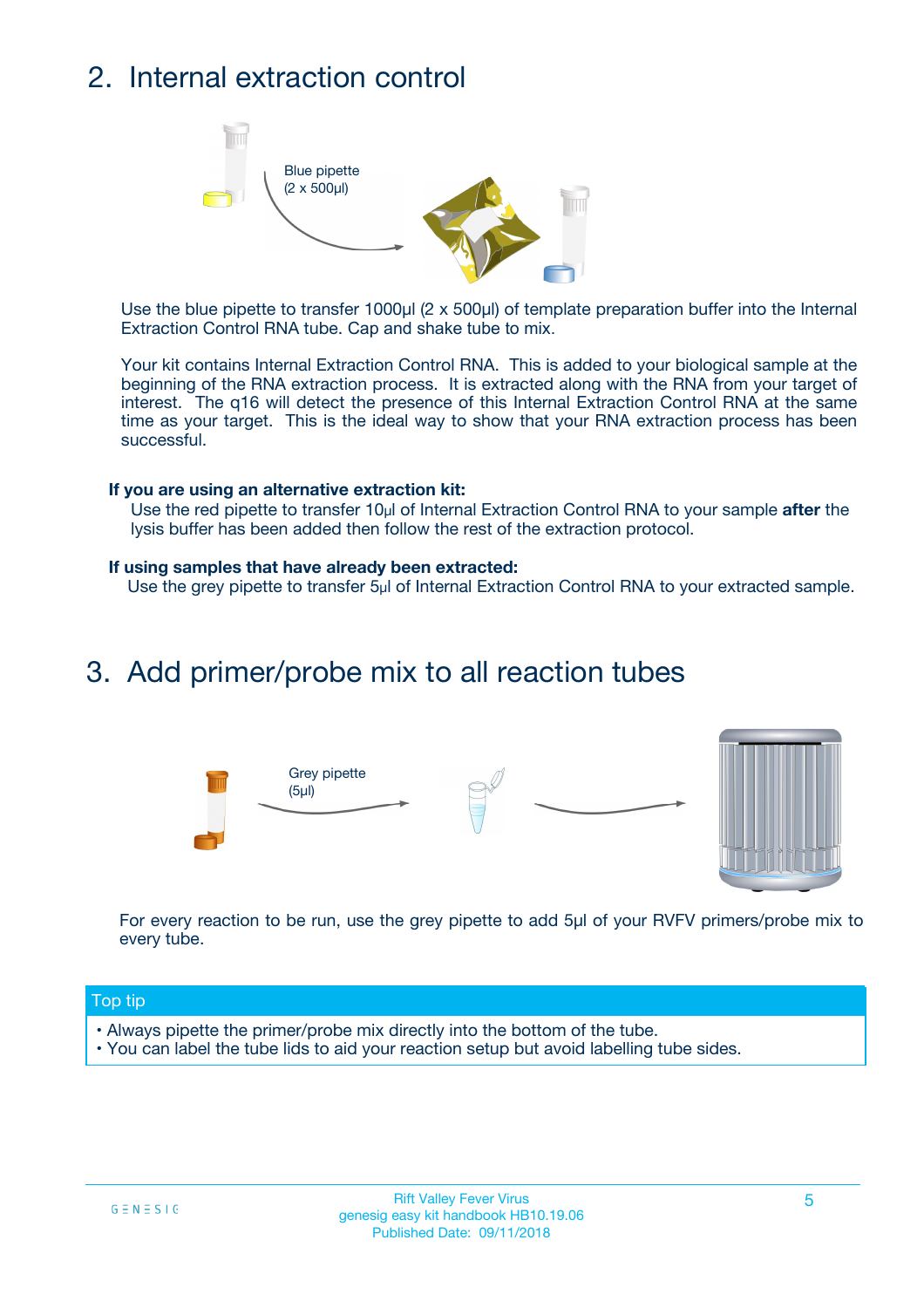## 2. Internal extraction control

Blue pipette
(2 x 500µl)

Use the blue pipette to transfer 1000µl (2 x 500µl) of template preparation buffer into the Internal Extraction Control RNA tube. Cap and shake tube to mix.

Your kit contains Internal Extraction Control RNA. This is added to your biological sample at the beginning of the RNA extraction process. It is extracted along with the RNA from your target of interest. The q16 will detect the presence of this Internal Extraction Control RNA at the same time as your target. This is the ideal way to show that your RNA extraction process has been successful.

**If you are using an alternative extraction kit:**

Use the red pipette to transfer 10µl of Internal Extraction Control RNA to your sample **after** the lysis buffer has been added then follow the rest of the extraction protocol.

**If using samples that have already been extracted:**

Use the grey pipette to transfer 5µl of Internal Extraction Control RNA to your extracted sample.

## 3. Add primer/probe mix to all reaction tubes

Grey pipette
(5µl)

For every reaction to be run, use the grey pipette to add 5µl of your RVFV primers/probe mix to every tube.

**Top tip**

- Always pipette the primer/probe mix directly into the bottom of the tube.
- You can label the tube lids to aid your reaction setup but avoid labelling tube sides.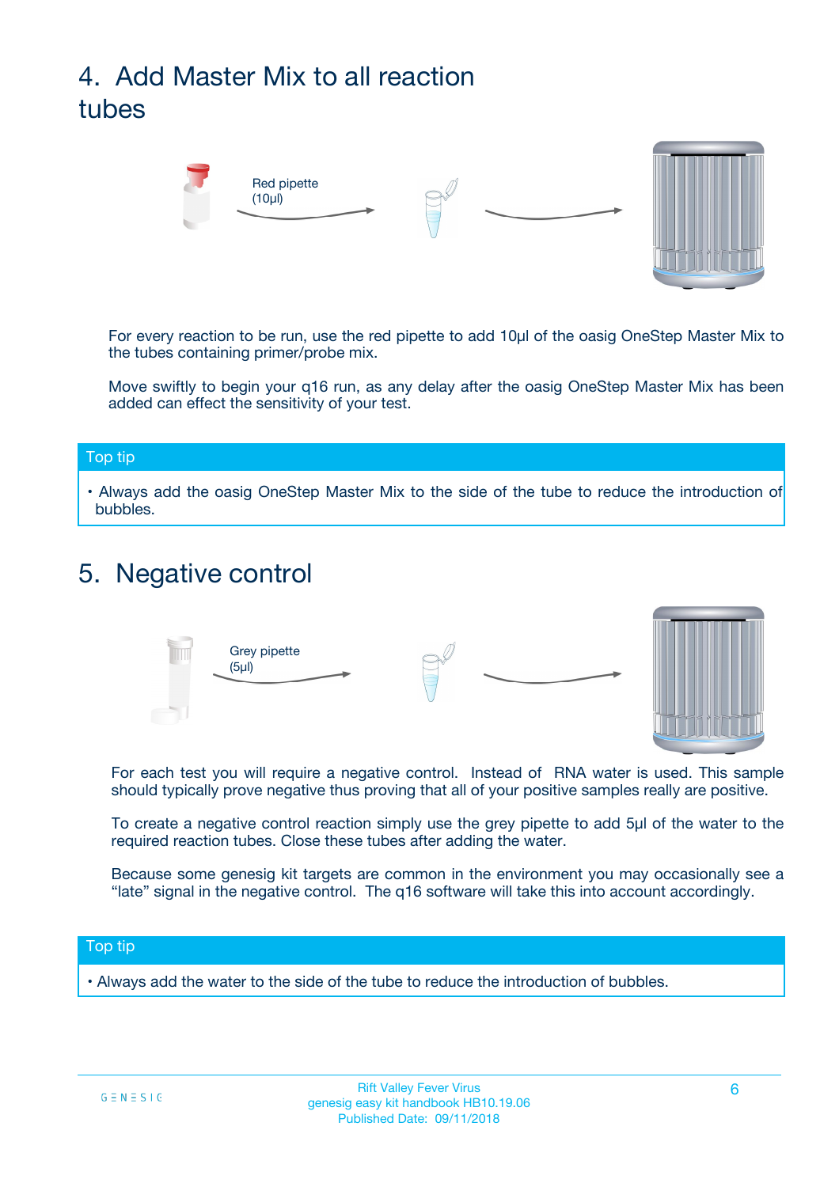## 4. Add Master Mix to all reaction tubes

Red pipette (10µl)

For every reaction to be run, use the red pipette to add 10µl of the oasig OneStep Master Mix to the tubes containing primer/probe mix.

Move swiftly to begin your q16 run, as any delay after the oasig OneStep Master Mix has been added can effect the sensitivity of your test.

**Top tip**

- Always add the oasig OneStep Master Mix to the side of the tube to reduce the introduction of bubbles.

## 5. Negative control

Grey pipette (5µl)

For each test you will require a negative control. Instead of RNA water is used. This sample should typically prove negative thus proving that all of your positive samples really are positive.

To create a negative control reaction simply use the grey pipette to add 5µl of the water to the required reaction tubes. Close these tubes after adding the water.

Because some genesig kit targets are common in the environment you may occasionally see a "late" signal in the negative control. The q16 software will take this into account accordingly.

**Top tip**

- Always add the water to the side of the tube to reduce the introduction of bubbles.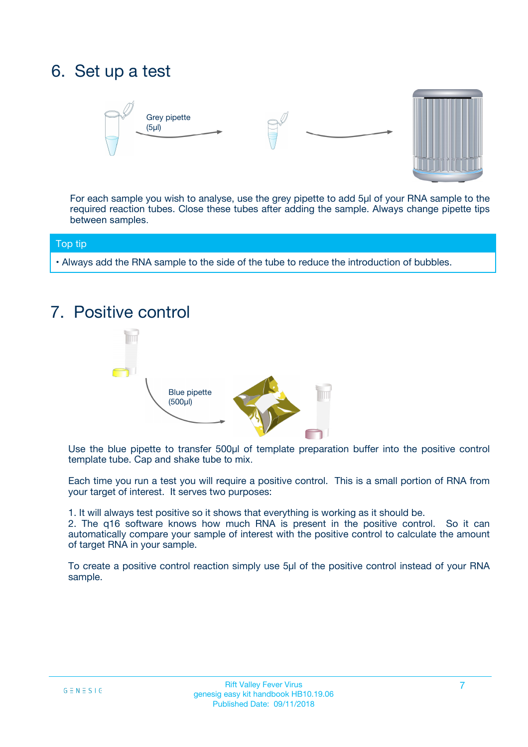## 6. Set up a test

Grey pipette (5µl)

For each sample you wish to analyse, use the grey pipette to add 5µl of your RNA sample to the required reaction tubes. Close these tubes after adding the sample. Always change pipette tips between samples.

**Top tip**

- Always add the RNA sample to the side of the tube to reduce the introduction of bubbles.

## 7. Positive control

Blue pipette (500µl)

Use the blue pipette to transfer 500µl of template preparation buffer into the positive control template tube. Cap and shake tube to mix.

Each time you run a test you will require a positive control. This is a small portion of RNA from your target of interest. It serves two purposes:

1. It will always test positive so it shows that everything is working as it should be.
2. The q16 software knows how much RNA is present in the positive control. So it can automatically compare your sample of interest with the positive control to calculate the amount of target RNA in your sample.

To create a positive control reaction simply use 5µl of the positive control instead of your RNA sample.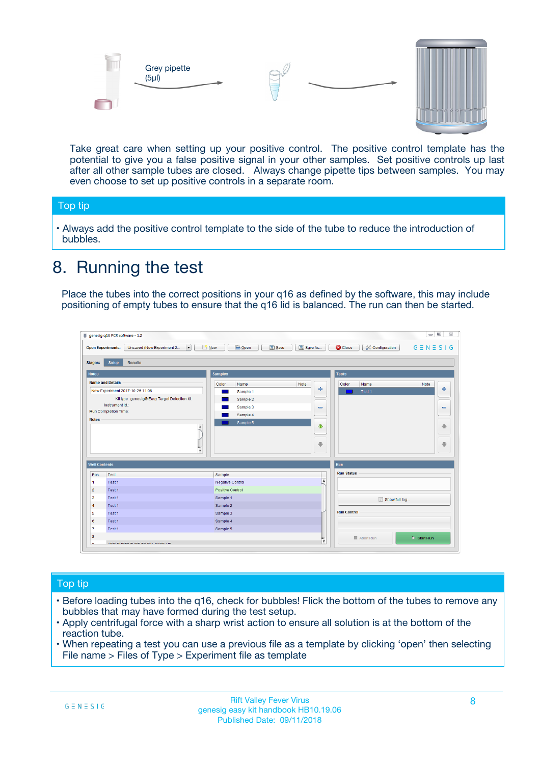Grey pipette (5µl)

Take great care when setting up your positive control. The positive control template has the potential to give you a false positive signal in your other samples. Set positive controls up last after all other sample tubes are closed. Always change pipette tips between samples. You may even choose to set up positive controls in a separate room.

**Top tip**

- Always add the positive control template to the side of the tube to reduce the introduction of bubbles.

# 8. Running the test

Place the tubes into the correct positions in your q16 as defined by the software, this may include positioning of empty tubes to ensure that the q16 lid is balanced. The run can then be started.

**Top tip**

- Before loading tubes into the q16, check for bubbles! Flick the bottom of the tubes to remove any bubbles that may have formed during the test setup.
- Apply centrifugal force with a sharp wrist action to ensure all solution is at the bottom of the reaction tube.
- When repeating a test you can use a previous file as a template by clicking 'open' then selecting File name > Files of Type > Experiment file as template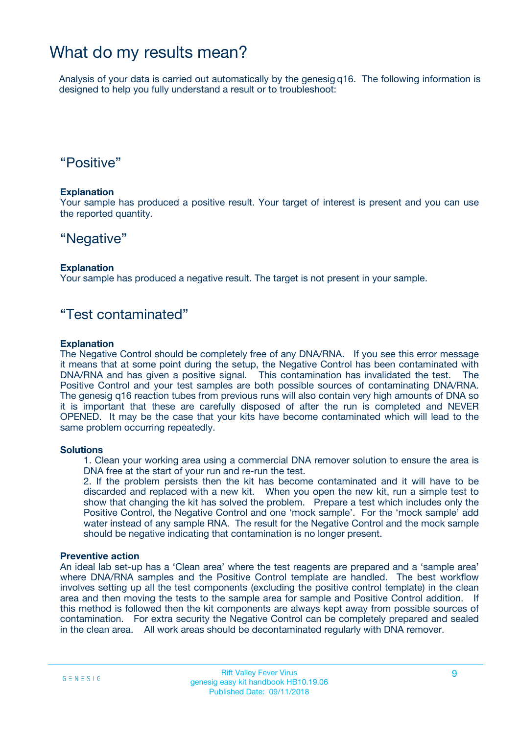# What do my results mean?

Analysis of your data is carried out automatically by the genesig q16. The following information is designed to help you fully understand a result or to troubleshoot:

## “Positive”

**Explanation**
Your sample has produced a positive result. Your target of interest is present and you can use the reported quantity.

## “Negative”

**Explanation**
Your sample has produced a negative result. The target is not present in your sample.

## “Test contaminated”

**Explanation**
The Negative Control should be completely free of any DNA/RNA. If you see this error message it means that at some point during the setup, the Negative Control has been contaminated with DNA/RNA and has given a positive signal. This contamination has invalidated the test. The Positive Control and your test samples are both possible sources of contaminating DNA/RNA. The genesig q16 reaction tubes from previous runs will also contain very high amounts of DNA so it is important that these are carefully disposed of after the run is completed and NEVER OPENED. It may be the case that your kits have become contaminated which will lead to the same problem occurring repeatedly.

**Solutions**

1. Clean your working area using a commercial DNA remover solution to ensure the area is DNA free at the start of your run and re-run the test.
2. If the problem persists then the kit has become contaminated and it will have to be discarded and replaced with a new kit. When you open the new kit, run a simple test to show that changing the kit has solved the problem. Prepare a test which includes only the Positive Control, the Negative Control and one ‘mock sample’. For the ‘mock sample’ add water instead of any sample RNA. The result for the Negative Control and the mock sample should be negative indicating that contamination is no longer present.

**Preventive action**
An ideal lab set-up has a ‘Clean area’ where the test reagents are prepared and a ‘sample area’ where DNA/RNA samples and the Positive Control template are handled. The best workflow involves setting up all the test components (excluding the positive control template) in the clean area and then moving the tests to the sample area for sample and Positive Control addition. If this method is followed then the kit components are always kept away from possible sources of contamination. For extra security the Negative Control can be completely prepared and sealed in the clean area. All work areas should be decontaminated regularly with DNA remover.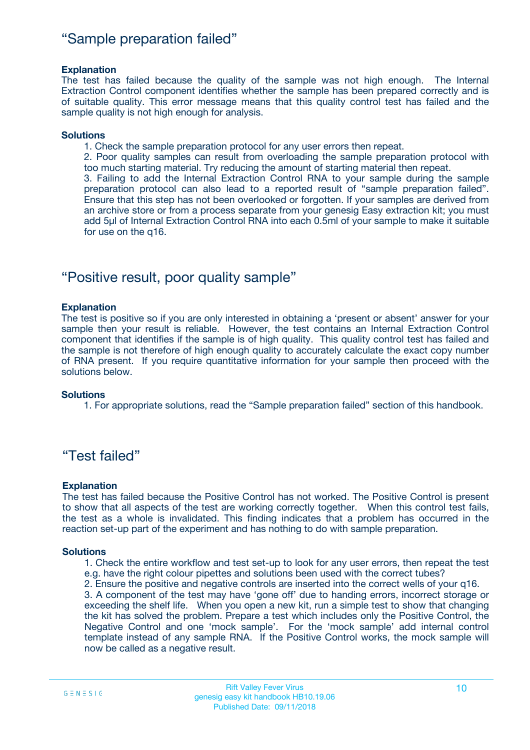## "Sample preparation failed"

**Explanation**

The test has failed because the quality of the sample was not high enough. The Internal Extraction Control component identifies whether the sample has been prepared correctly and is of suitable quality. This error message means that this quality control test has failed and the sample quality is not high enough for analysis.

**Solutions**

1. Check the sample preparation protocol for any user errors then repeat.
2. Poor quality samples can result from overloading the sample preparation protocol with too much starting material. Try reducing the amount of starting material then repeat.
3. Failing to add the Internal Extraction Control RNA to your sample during the sample preparation protocol can also lead to a reported result of "sample preparation failed". Ensure that this step has not been overlooked or forgotten. If your samples are derived from an archive store or from a process separate from your genesig Easy extraction kit; you must add 5µl of Internal Extraction Control RNA into each 0.5ml of your sample to make it suitable for use on the q16.

## "Positive result, poor quality sample"

**Explanation**

The test is positive so if you are only interested in obtaining a 'present or absent' answer for your sample then your result is reliable. However, the test contains an Internal Extraction Control component that identifies if the sample is of high quality. This quality control test has failed and the sample is not therefore of high enough quality to accurately calculate the exact copy number of RNA present. If you require quantitative information for your sample then proceed with the solutions below.

**Solutions**

1. For appropriate solutions, read the "Sample preparation failed" section of this handbook.

## "Test failed"

**Explanation**

The test has failed because the Positive Control has not worked. The Positive Control is present to show that all aspects of the test are working correctly together. When this control test fails, the test as a whole is invalidated. This finding indicates that a problem has occurred in the reaction set-up part of the experiment and has nothing to do with sample preparation.

**Solutions**

1. Check the entire workflow and test set-up to look for any user errors, then repeat the test e.g. have the right colour pipettes and solutions been used with the correct tubes?
2. Ensure the positive and negative controls are inserted into the correct wells of your q16.
3. A component of the test may have 'gone off' due to handing errors, incorrect storage or exceeding the shelf life. When you open a new kit, run a simple test to show that changing the kit has solved the problem. Prepare a test which includes only the Positive Control, the Negative Control and one 'mock sample'. For the 'mock sample' add internal control template instead of any sample RNA. If the Positive Control works, the mock sample will now be called as a negative result.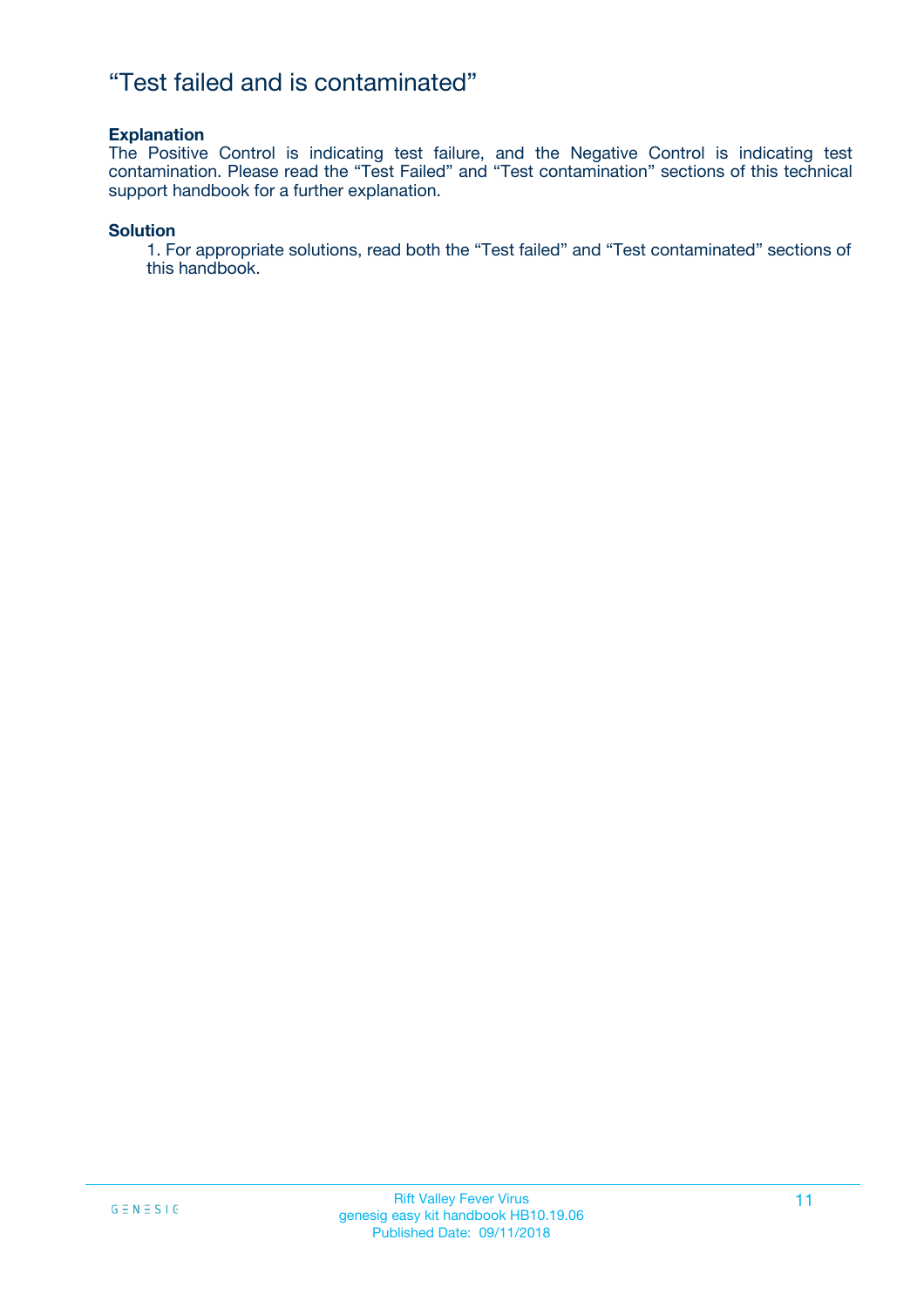# “Test failed and is contaminated”

**Explanation**

The Positive Control is indicating test failure, and the Negative Control is indicating test contamination. Please read the “Test Failed” and “Test contamination” sections of this technical support handbook for a further explanation.

**Solution**

1. For appropriate solutions, read both the “Test failed” and “Test contaminated” sections of this handbook.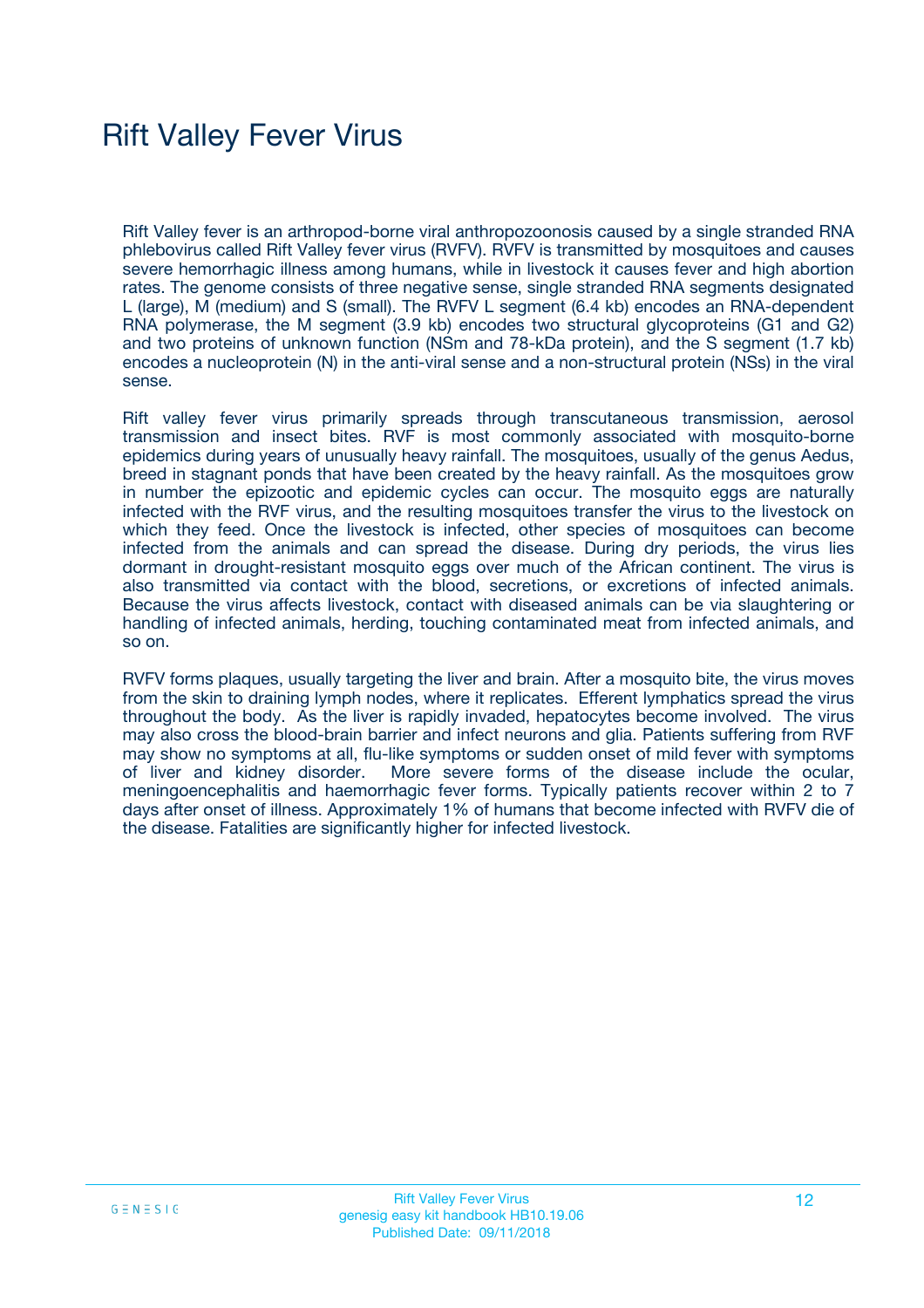# Rift Valley Fever Virus

Rift Valley fever is an arthropod-borne viral anthropozoonosis caused by a single stranded RNA phlebovirus called Rift Valley fever virus (RVFV). RVFV is transmitted by mosquitoes and causes severe hemorrhagic illness among humans, while in livestock it causes fever and high abortion rates. The genome consists of three negative sense, single stranded RNA segments designated L (large), M (medium) and S (small). The RVFV L segment (6.4 kb) encodes an RNA-dependent RNA polymerase, the M segment (3.9 kb) encodes two structural glycoproteins (G1 and G2) and two proteins of unknown function (NSm and 78-kDa protein), and the S segment (1.7 kb) encodes a nucleoprotein (N) in the anti-viral sense and a non-structural protein (NSs) in the viral sense.

Rift valley fever virus primarily spreads through transcutaneous transmission, aerosol transmission and insect bites. RVF is most commonly associated with mosquito-borne epidemics during years of unusually heavy rainfall. The mosquitoes, usually of the genus Aedus, breed in stagnant ponds that have been created by the heavy rainfall. As the mosquitoes grow in number the epizootic and epidemic cycles can occur. The mosquito eggs are naturally infected with the RVF virus, and the resulting mosquitoes transfer the virus to the livestock on which they feed. Once the livestock is infected, other species of mosquitoes can become infected from the animals and can spread the disease. During dry periods, the virus lies dormant in drought-resistant mosquito eggs over much of the African continent. The virus is also transmitted via contact with the blood, secretions, or excretions of infected animals. Because the virus affects livestock, contact with diseased animals can be via slaughtering or handling of infected animals, herding, touching contaminated meat from infected animals, and so on.

RVFV forms plaques, usually targeting the liver and brain. After a mosquito bite, the virus moves from the skin to draining lymph nodes, where it replicates. Efferent lymphatics spread the virus throughout the body. As the liver is rapidly invaded, hepatocytes become involved. The virus may also cross the blood-brain barrier and infect neurons and glia. Patients suffering from RVF may show no symptoms at all, flu-like symptoms or sudden onset of mild fever with symptoms of liver and kidney disorder. More severe forms of the disease include the ocular, meningoencephalitis and haemorrhagic fever forms. Typically patients recover within 2 to 7 days after onset of illness. Approximately 1% of humans that become infected with RVFV die of the disease. Fatalities are significantly higher for infected livestock.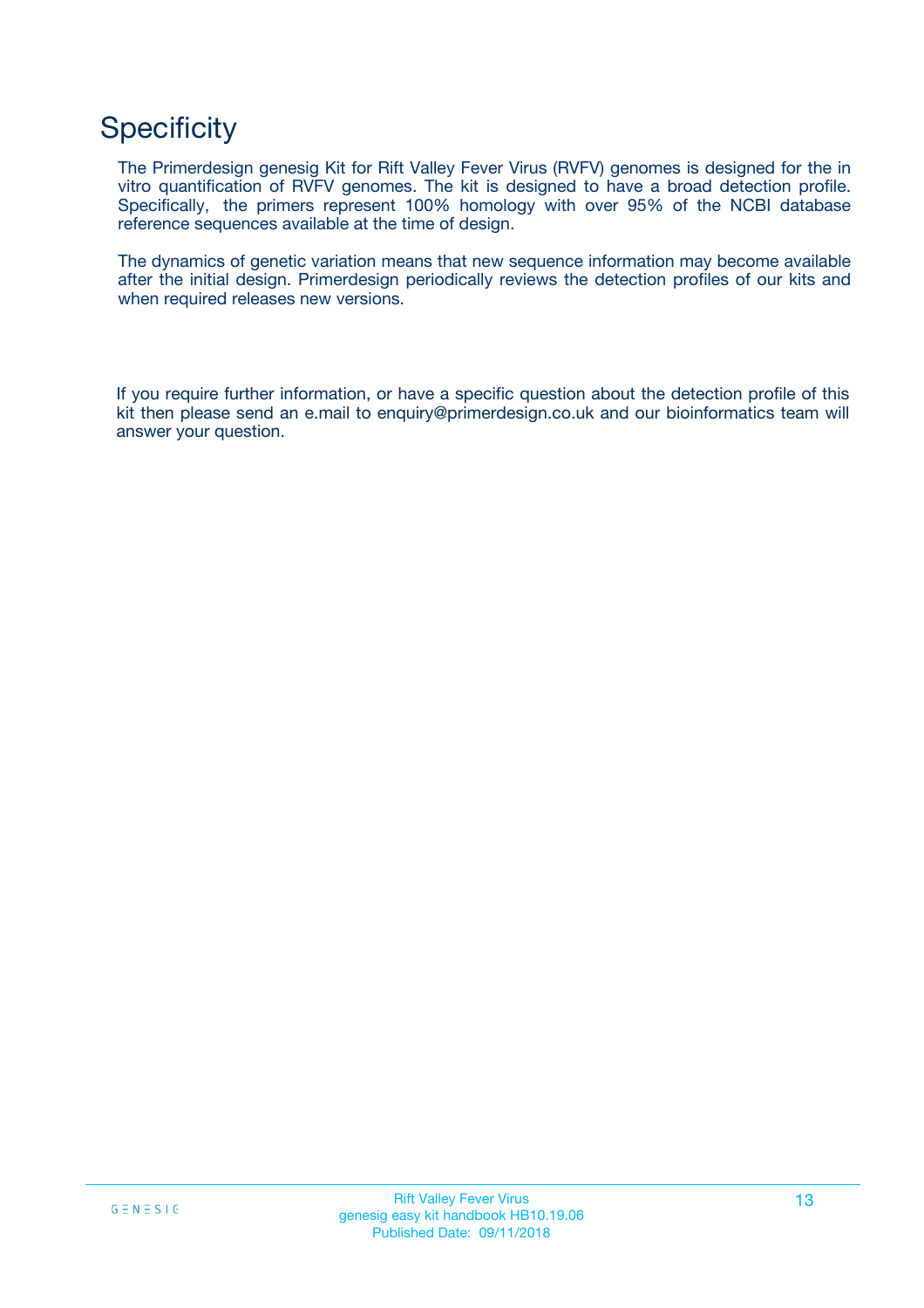# Specificity

The Primerdesign genesig Kit for Rift Valley Fever Virus (RVFV) genomes is designed for the in vitro quantification of RVFV genomes. The kit is designed to have a broad detection profile. Specifically, the primers represent 100% homology with over 95% of the NCBI database reference sequences available at the time of design.

The dynamics of genetic variation means that new sequence information may become available after the initial design. Primerdesign periodically reviews the detection profiles of our kits and when required releases new versions.

If you require further information, or have a specific question about the detection profile of this kit then please send an e.mail to enquiry@primerdesign.co.uk and our bioinformatics team will answer your question.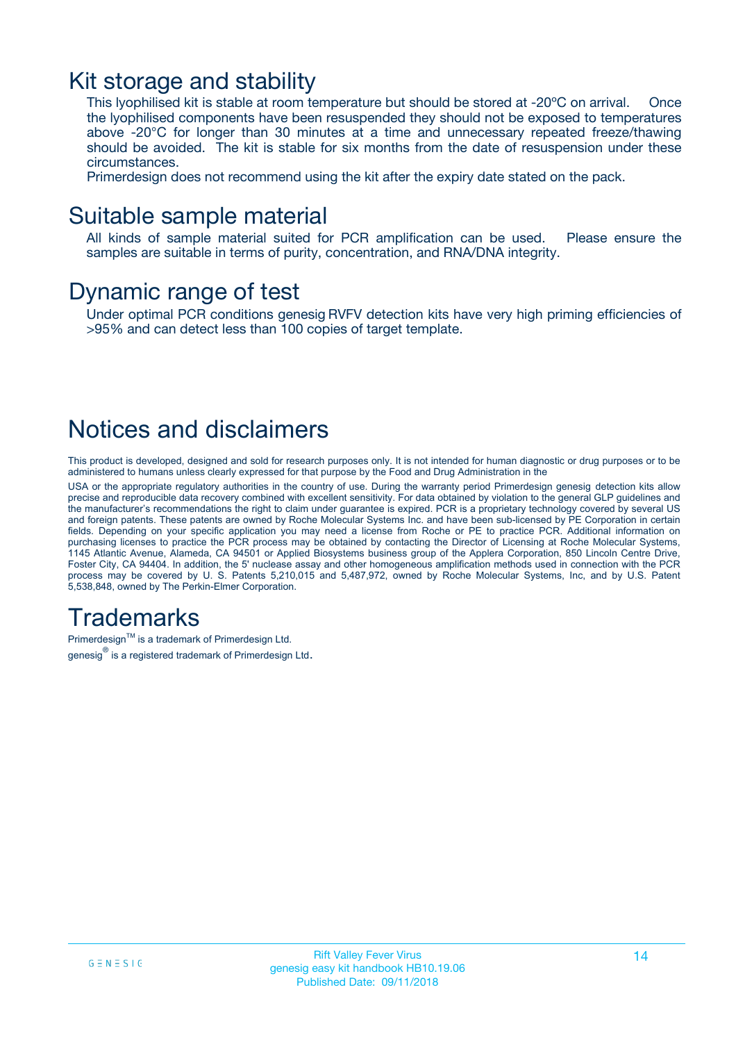## Kit storage and stability

This lyophilised kit is stable at room temperature but should be stored at -20ºC on arrival. Once the lyophilised components have been resuspended they should not be exposed to temperatures above -20°C for longer than 30 minutes at a time and unnecessary repeated freeze/thawing should be avoided. The kit is stable for six months from the date of resuspension under these circumstances.

Primerdesign does not recommend using the kit after the expiry date stated on the pack.

## Suitable sample material

All kinds of sample material suited for PCR amplification can be used. Please ensure the samples are suitable in terms of purity, concentration, and RNA/DNA integrity.

## Dynamic range of test

Under optimal PCR conditions genesig RVFV detection kits have very high priming efficiencies of >95% and can detect less than 100 copies of target template.

## Notices and disclaimers

This product is developed, designed and sold for research purposes only. It is not intended for human diagnostic or drug purposes or to be administered to humans unless clearly expressed for that purpose by the Food and Drug Administration in the

USA or the appropriate regulatory authorities in the country of use. During the warranty period Primerdesign genesig detection kits allow precise and reproducible data recovery combined with excellent sensitivity. For data obtained by violation to the general GLP guidelines and the manufacturer's recommendations the right to claim under guarantee is expired. PCR is a proprietary technology covered by several US and foreign patents. These patents are owned by Roche Molecular Systems Inc. and have been sub-licensed by PE Corporation in certain fields. Depending on your specific application you may need a license from Roche or PE to practice PCR. Additional information on purchasing licenses to practice the PCR process may be obtained by contacting the Director of Licensing at Roche Molecular Systems, 1145 Atlantic Avenue, Alameda, CA 94501 or Applied Biosystems business group of the Applera Corporation, 850 Lincoln Centre Drive, Foster City, CA 94404. In addition, the 5' nuclease assay and other homogeneous amplification methods used in connection with the PCR process may be covered by U. S. Patents 5,210,015 and 5,487,972, owned by Roche Molecular Systems, Inc, and by U.S. Patent 5,538,848, owned by The Perkin-Elmer Corporation.

## Trademarks

Primerdesign™ is a trademark of Primerdesign Ltd.

genesig® is a registered trademark of Primerdesign Ltd.